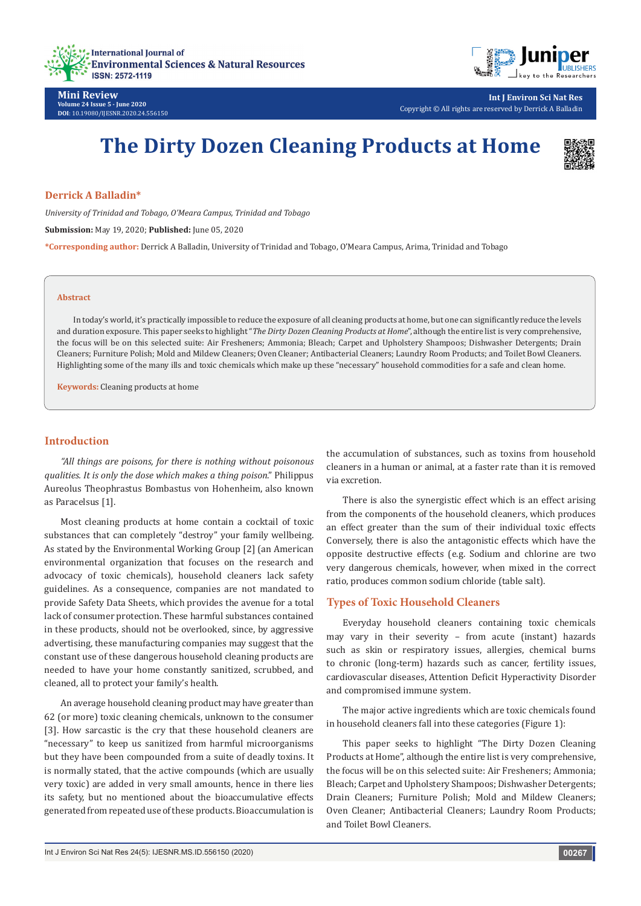# The Dirty Dozen Cleaning Products at Home

**Derrick A Balladin***

*University of Trinidad and Tobago, O'Meara Campus, Trinidad and Tobago*

**Submission:** May 19, 2020; **Published:** June 05, 2020

***Corresponding author:** Derrick A Balladin, University of Trinidad and Tobago, O'Meara Campus, Arima, Trinidad and Tobago

## Abstract

In today's world, it's practically impossible to reduce the exposure of all cleaning products at home, but one can significantly reduce the levels and duration exposure. This paper seeks to highlight "*The Dirty Dozen Cleaning Products at Home*", although the entire list is very comprehensive, the focus will be on this selected suite: Air Fresheners; Ammonia; Bleach; Carpet and Upholstery Shampoos; Dishwasher Detergents; Drain Cleaners; Furniture Polish; Mold and Mildew Cleaners; Oven Cleaner; Antibacterial Cleaners; Laundry Room Products; and Toilet Bowl Cleaners. Highlighting some of the many ills and toxic chemicals which make up these "necessary" household commodities for a safe and clean home.

**Keywords:** Cleaning products at home

## Introduction

*"All things are poisons, for there is nothing without poisonous qualities. It is only the dose which makes a thing poison."* Philippus Aureolus Theophrastus Bombastus von Hohenheim, also known as Paracelsus [1].

Most cleaning products at home contain a cocktail of toxic substances that can completely "destroy" your family wellbeing. As stated by the Environmental Working Group [2] (an American environmental organization that focuses on the research and advocacy of toxic chemicals), household cleaners lack safety guidelines. As a consequence, companies are not mandated to provide Safety Data Sheets, which provides the avenue for a total lack of consumer protection. These harmful substances contained in these products, should not be overlooked, since, by aggressive advertising, these manufacturing companies may suggest that the constant use of these dangerous household cleaning products are needed to have your home constantly sanitized, scrubbed, and cleaned, all to protect your family's health.

An average household cleaning product may have greater than 62 (or more) toxic cleaning chemicals, unknown to the consumer [3]. How sarcastic is the cry that these household cleaners are "necessary" to keep us sanitized from harmful microorganisms but they have been compounded from a suite of deadly toxins. It is normally stated, that the active compounds (which are usually very toxic) are added in very small amounts, hence in there lies its safety, but no mentioned about the bioaccumulative effects generated from repeated use of these products. Bioaccumulation is the accumulation of substances, such as toxins from household cleaners in a human or animal, at a faster rate than it is removed via excretion.

There is also the synergistic effect which is an effect arising from the components of the household cleaners, which produces an effect greater than the sum of their individual toxic effects Conversely, there is also the antagonistic effects which have the opposite destructive effects (e.g. Sodium and chlorine are two very dangerous chemicals, however, when mixed in the correct ratio, produces common sodium chloride (table salt).

## Types of Toxic Household Cleaners

Everyday household cleaners containing toxic chemicals may vary in their severity – from acute (instant) hazards such as skin or respiratory issues, allergies, chemical burns to chronic (long-term) hazards such as cancer, fertility issues, cardiovascular diseases, Attention Deficit Hyperactivity Disorder and compromised immune system.

The major active ingredients which are toxic chemicals found in household cleaners fall into these categories (Figure 1):

This paper seeks to highlight "The Dirty Dozen Cleaning Products at Home", although the entire list is very comprehensive, the focus will be on this selected suite: Air Fresheners; Ammonia; Bleach; Carpet and Upholstery Shampoos; Dishwasher Detergents; Drain Cleaners; Furniture Polish; Mold and Mildew Cleaners; Oven Cleaner; Antibacterial Cleaners; Laundry Room Products; and Toilet Bowl Cleaners.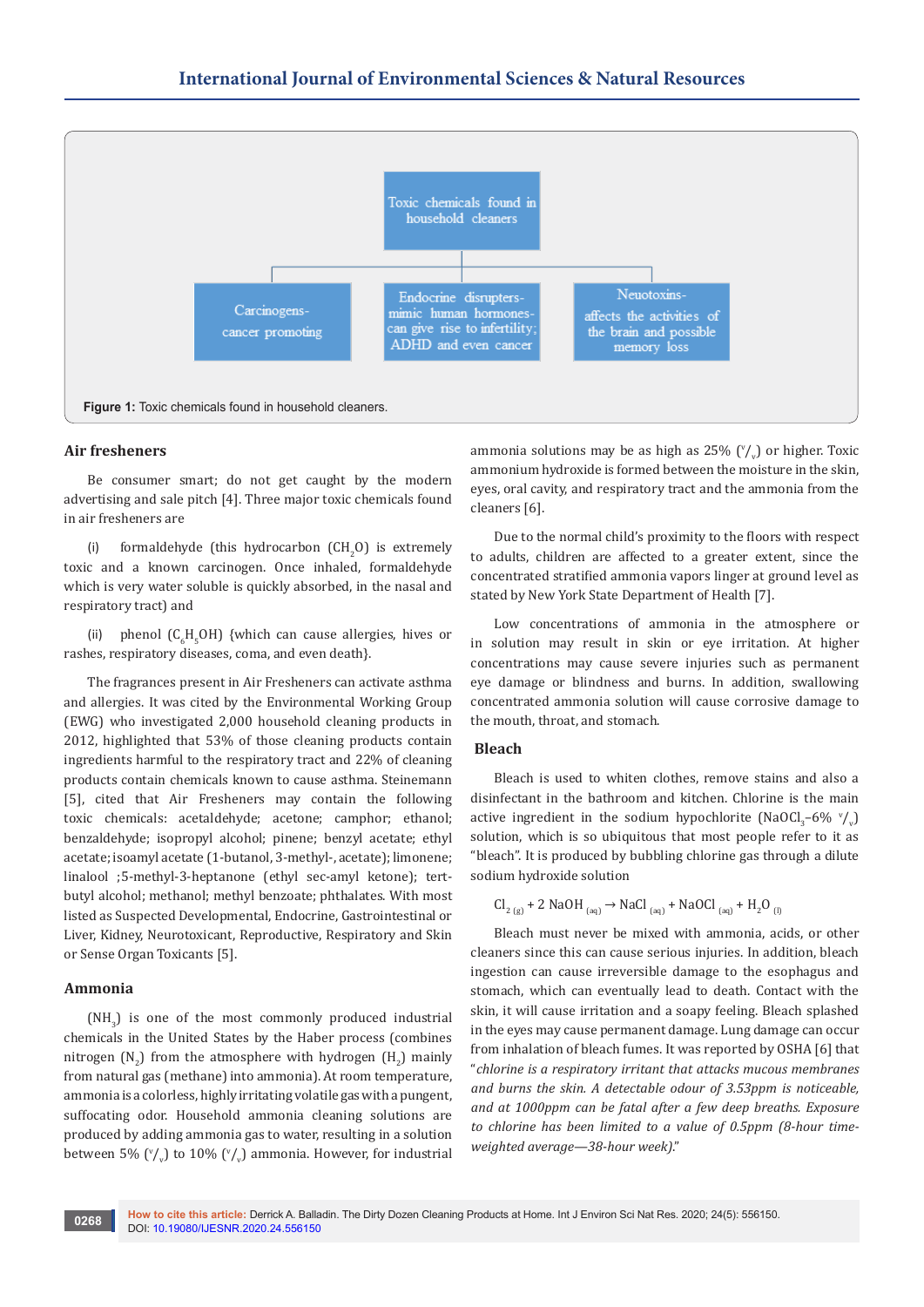Toxic chemicals found in household cleaners

- Carcinogens- cancer promoting
- Endocrine disrupters- mimic human hormones- can give rise to infertility; ADHD and even cancer
- Neuotoxins- affects the activities of the brain and possible memory loss

**Figure 1:** Toxic chemicals found in household cleaners.

## Air fresheners

Be consumer smart; do not get caught by the modern advertising and sale pitch [4]. Three major toxic chemicals found in air fresheners are

(i) formaldehyde (this hydrocarbon ($CH_2O$) is extremely toxic and a known carcinogen. Once inhaled, formaldehyde which is very water soluble is quickly absorbed, in the nasal and respiratory tract) and

(ii) phenol ($C_6H_5OH$) {which can cause allergies, hives or rashes, respiratory diseases, coma, and even death}.

The fragrances present in Air Fresheners can activate asthma and allergies. It was cited by the Environmental Working Group (EWG) who investigated 2,000 household cleaning products in 2012, highlighted that 53% of those cleaning products contain ingredients harmful to the respiratory tract and 22% of cleaning products contain chemicals known to cause asthma. Steinemann [5], cited that Air Fresheners may contain the following toxic chemicals: acetaldehyde; acetone; camphor; ethanol; benzaldehyde; isopropyl alcohol; pinene; benzyl acetate; ethyl acetate; isoamyl acetate (1-butanol, 3-methyl-, acetate); limonene; linalool ;5-methyl-3-heptanone (ethyl sec-amyl ketone); tert-butyl alcohol; methanol; methyl benzoate; phthalates. With most listed as Suspected Developmental, Endocrine, Gastrointestinal or Liver, Kidney, Neurotoxicant, Reproductive, Respiratory and Skin or Sense Organ Toxicants [5].

## Ammonia

($NH_3$) is one of the most commonly produced industrial chemicals in the United States by the Haber process (combines nitrogen ($N_2$) from the atmosphere with hydrogen ($H_2$) mainly from natural gas (methane) into ammonia). At room temperature, ammonia is a colorless, highly irritating volatile gas with a pungent, suffocating odor. Household ammonia cleaning solutions are produced by adding ammonia gas to water, resulting in a solution between 5% ($^v/_v$) to 10% ($^v/_v$) ammonia. However, for industrial ammonia solutions may be as high as 25% ($^v/_v$) or higher. Toxic ammonium hydroxide is formed between the moisture in the skin, eyes, oral cavity, and respiratory tract and the ammonia from the cleaners [6].

Due to the normal child's proximity to the floors with respect to adults, children are affected to a greater extent, since the concentrated stratified ammonia vapors linger at ground level as stated by New York State Department of Health [7].

Low concentrations of ammonia in the atmosphere or in solution may result in skin or eye irritation. At higher concentrations may cause severe injuries such as permanent eye damage or blindness and burns. In addition, swallowing concentrated ammonia solution will cause corrosive damage to the mouth, throat, and stomach.

## Bleach

Bleach is used to whiten clothes, remove stains and also a disinfectant in the bathroom and kitchen. Chlorine is the main active ingredient in the sodium hypochlorite ($NaOCl_3$–6% $^v/_v$) solution, which is so ubiquitous that most people refer to it as "bleach". It is produced by bubbling chlorine gas through a dilute sodium hydroxide solution

$$Cl_{2\,(g)} + 2\,NaOH_{(aq)} \rightarrow NaCl_{(aq)} + NaOCl_{(aq)} + H_2O_{(l)}$$

Bleach must never be mixed with ammonia, acids, or other cleaners since this can cause serious injuries. In addition, bleach ingestion can cause irreversible damage to the esophagus and stomach, which can eventually lead to death. Contact with the skin, it will cause irritation and a soapy feeling. Bleach splashed in the eyes may cause permanent damage. Lung damage can occur from inhalation of bleach fumes. It was reported by OSHA [6] that "*chlorine is a respiratory irritant that attacks mucous membranes and burns the skin. A detectable odour of 3.53ppm is noticeable, and at 1000ppm can be fatal after a few deep breaths. Exposure to chlorine has been limited to a value of 0.5ppm (8-hour time-weighted average—38-hour week).*"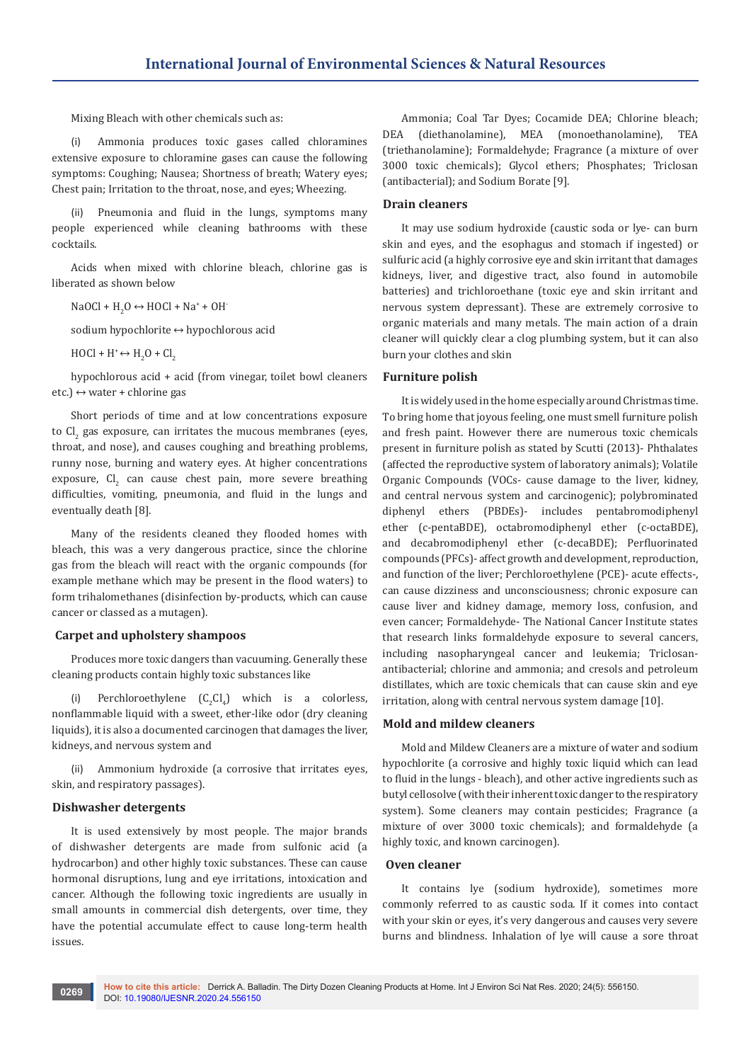Mixing Bleach with other chemicals such as:

(i) Ammonia produces toxic gases called chloramines extensive exposure to chloramine gases can cause the following symptoms: Coughing; Nausea; Shortness of breath; Watery eyes; Chest pain; Irritation to the throat, nose, and eyes; Wheezing.

(ii) Pneumonia and fluid in the lungs, symptoms many people experienced while cleaning bathrooms with these cocktails.

Acids when mixed with chlorine bleach, chlorine gas is liberated as shown below

$NaOCl + H_2O \leftrightarrow HOCl + Na^+ + OH^-$

sodium hypochlorite ↔ hypochlorous acid

$HOCl + H^+ \leftrightarrow H_2O + Cl_2$

hypochlorous acid + acid (from vinegar, toilet bowl cleaners etc.) ↔ water + chlorine gas

Short periods of time and at low concentrations exposure to $Cl_2$ gas exposure, can irritates the mucous membranes (eyes, throat, and nose), and causes coughing and breathing problems, runny nose, burning and watery eyes. At higher concentrations exposure, $Cl_2$ can cause chest pain, more severe breathing difficulties, vomiting, pneumonia, and fluid in the lungs and eventually death [8].

Many of the residents cleaned they flooded homes with bleach, this was a very dangerous practice, since the chlorine gas from the bleach will react with the organic compounds (for example methane which may be present in the flood waters) to form trihalomethanes (disinfection by-products, which can cause cancer or classed as a mutagen).

## Carpet and upholstery shampoos

Produces more toxic dangers than vacuuming. Generally these cleaning products contain highly toxic substances like

(i) Perchloroethylene ($C_2Cl_4$) which is a colorless, nonflammable liquid with a sweet, ether-like odor (dry cleaning liquids), it is also a documented carcinogen that damages the liver, kidneys, and nervous system and

(ii) Ammonium hydroxide (a corrosive that irritates eyes, skin, and respiratory passages).

## Dishwasher detergents

It is used extensively by most people. The major brands of dishwasher detergents are made from sulfonic acid (a hydrocarbon) and other highly toxic substances. These can cause hormonal disruptions, lung and eye irritations, intoxication and cancer. Although the following toxic ingredients are usually in small amounts in commercial dish detergents, over time, they have the potential accumulate effect to cause long-term health issues.

Ammonia; Coal Tar Dyes; Cocamide DEA; Chlorine bleach; DEA (diethanolamine), MEA (monoethanolamine), TEA (triethanolamine); Formaldehyde; Fragrance (a mixture of over 3000 toxic chemicals); Glycol ethers; Phosphates; Triclosan (antibacterial); and Sodium Borate [9].

## Drain cleaners

It may use sodium hydroxide (caustic soda or lye- can burn skin and eyes, and the esophagus and stomach if ingested) or sulfuric acid (a highly corrosive eye and skin irritant that damages kidneys, liver, and digestive tract, also found in automobile batteries) and trichloroethane (toxic eye and skin irritant and nervous system depressant). These are extremely corrosive to organic materials and many metals. The main action of a drain cleaner will quickly clear a clog plumbing system, but it can also burn your clothes and skin

## Furniture polish

It is widely used in the home especially around Christmas time. To bring home that joyous feeling, one must smell furniture polish and fresh paint. However there are numerous toxic chemicals present in furniture polish as stated by Scutti (2013)- Phthalates (affected the reproductive system of laboratory animals); Volatile Organic Compounds (VOCs- cause damage to the liver, kidney, and central nervous system and carcinogenic); polybrominated diphenyl ethers (PBDEs)- includes pentabromodiphenyl ether (c-pentaBDE), octabromodiphenyl ether (c-octaBDE), and decabromodiphenyl ether (c-decaBDE); Perfluorinated compounds (PFCs)- affect growth and development, reproduction, and function of the liver; Perchloroethylene (PCE)- acute effects-, can cause dizziness and unconsciousness; chronic exposure can cause liver and kidney damage, memory loss, confusion, and even cancer; Formaldehyde- The National Cancer Institute states that research links formaldehyde exposure to several cancers, including nasopharyngeal cancer and leukemia; Triclosan-antibacterial; chlorine and ammonia; and cresols and petroleum distillates, which are toxic chemicals that can cause skin and eye irritation, along with central nervous system damage [10].

## Mold and mildew cleaners

Mold and Mildew Cleaners are a mixture of water and sodium hypochlorite (a corrosive and highly toxic liquid which can lead to fluid in the lungs - bleach), and other active ingredients such as butyl cellosolve (with their inherent toxic danger to the respiratory system). Some cleaners may contain pesticides; Fragrance (a mixture of over 3000 toxic chemicals); and formaldehyde (a highly toxic, and known carcinogen).

## Oven cleaner

It contains lye (sodium hydroxide), sometimes more commonly referred to as caustic soda. If it comes into contact with your skin or eyes, it's very dangerous and causes very severe burns and blindness. Inhalation of lye will cause a sore throat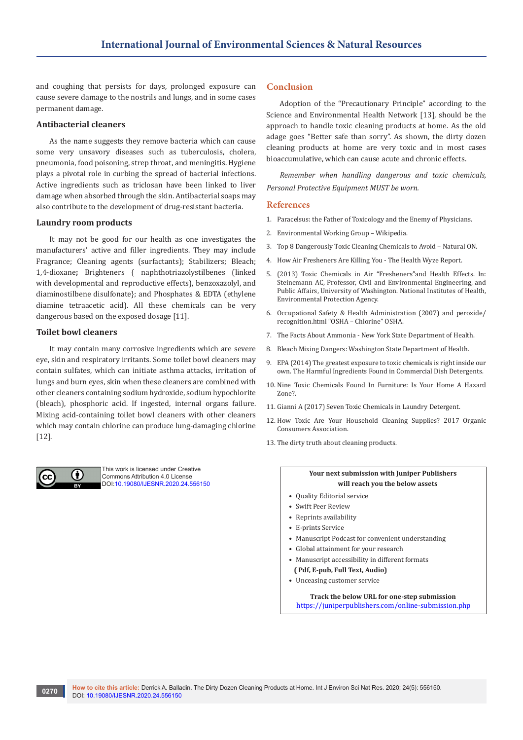and coughing that persists for days, prolonged exposure can cause severe damage to the nostrils and lungs, and in some cases permanent damage.

### Antibacterial cleaners

As the name suggests they remove bacteria which can cause some very unsavory diseases such as tuberculosis, cholera, pneumonia, food poisoning, strep throat, and meningitis. Hygiene plays a pivotal role in curbing the spread of bacterial infections. Active ingredients such as triclosan have been linked to liver damage when absorbed through the skin. Antibacterial soaps may also contribute to the development of drug-resistant bacteria.

### Laundry room products

It may not be good for our health as one investigates the manufacturers' active and filler ingredients. They may include Fragrance; Cleaning agents (surfactants); Stabilizers; Bleach; 1,4-dioxane**;** Brighteners { naphthotriazolystilbenes (linked with developmental and reproductive effects), benzoxazolyl, and diaminostilbene disulfonate}; and Phosphates & EDTA (ethylene diamine tetraacetic acid). All these chemicals can be very dangerous based on the exposed dosage [11].

### Toilet bowl cleaners

It may contain many corrosive ingredients which are severe eye, skin and respiratory irritants. Some toilet bowl cleaners may contain sulfates, which can initiate asthma attacks, irritation of lungs and burn eyes, skin when these cleaners are combined with other cleaners containing sodium hydroxide, sodium hypochlorite (bleach), phosphoric acid. If ingested, internal organs failure. Mixing acid-containing toilet bowl cleaners with other cleaners which may contain chlorine can produce lung-damaging chlorine [12].

## Conclusion

Adoption of the "Precautionary Principle" according to the Science and Environmental Health Network [13], should be the approach to handle toxic cleaning products at home. As the old adage goes "Better safe than sorry". As shown, the dirty dozen cleaning products at home are very toxic and in most cases bioaccumulative, which can cause acute and chronic effects.

*Remember when handling dangerous and toxic chemicals, Personal Protective Equipment MUST be worn.*

## References

1. Paracelsus: the Father of Toxicology and the Enemy of Physicians.
2. Environmental Working Group – Wikipedia.
3. Top 8 Dangerously Toxic Cleaning Chemicals to Avoid – Natural ON.
4. How Air Fresheners Are Killing You - The Health Wyze Report.
5. (2013) Toxic Chemicals in Air "Fresheners"and Health Effects. In: Steinemann AC, Professor, Civil and Environmental Engineering, and Public Affairs, University of Washington. National Institutes of Health, Environmental Protection Agency.
6. Occupational Safety & Health Administration (2007) and peroxide/recognition.html "OSHA – Chlorine" OSHA.
7. The Facts About Ammonia - New York State Department of Health.
8. Bleach Mixing Dangers: Washington State Department of Health.
9. EPA (2014) The greatest exposure to toxic chemicals is right inside our own. The Harmful Ingredients Found in Commercial Dish Detergents.
10. Nine Toxic Chemicals Found In Furniture: Is Your Home A Hazard Zone?.
11. Gianni A (2017) Seven Toxic Chemicals in Laundry Detergent.
12. How Toxic Are Your Household Cleaning Supplies? 2017 Organic Consumers Association.
13. The dirty truth about cleaning products.

This work is licensed under Creative Commons Attribution 4.0 License
DOI: 10.19080/IJESNR.2020.24.556150

**Your next submission with Juniper Publishers will reach you the below assets**

- Quality Editorial service
- Swift Peer Review
- Reprints availability
- E-prints Service
- Manuscript Podcast for convenient understanding
- Global attainment for your research
- Manuscript accessibility in different formats **( Pdf, E-pub, Full Text, Audio)**
- Unceasing customer service

**Track the below URL for one-step submission**
https://juniperpublishers.com/online-submission.php

**How to cite this article:** Derrick A. Balladin. The Dirty Dozen Cleaning Products at Home. Int J Environ Sci Nat Res. 2020; 24(5): 556150. DOI: 10.19080/IJESNR.2020.24.556150